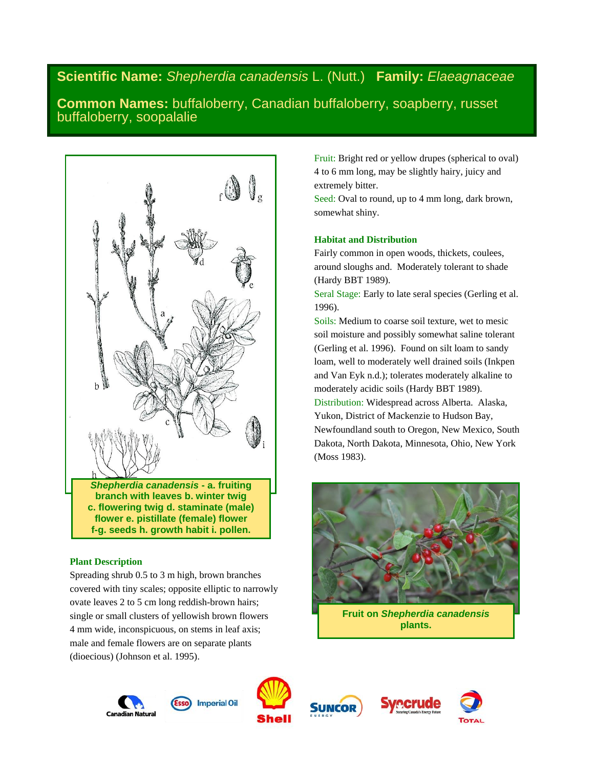**Scientific Name:** *Shepherdia canadensis* L. (Nutt.) **Family:** *Elaeagnaceae*

**Common Names:** buffaloberry, Canadian buffaloberry, soapberry, russet buffaloberry, soopalalie

***Shepherdia canadensis*** **- a. fruiting branch with leaves b. winter twig c. flowering twig d. staminate (male) flower e. pistillate (female) flower f-g. seeds h. growth habit i. pollen.**

### Plant Description

Spreading shrub 0.5 to 3 m high, brown branches covered with tiny scales; opposite elliptic to narrowly ovate leaves 2 to 5 cm long reddish-brown hairs; single or small clusters of yellowish brown flowers 4 mm wide, inconspicuous, on stems in leaf axis; male and female flowers are on separate plants (dioecious) (Johnson et al. 1995).

Fruit: Bright red or yellow drupes (spherical to oval) 4 to 6 mm long, may be slightly hairy, juicy and extremely bitter.

Seed: Oval to round, up to 4 mm long, dark brown, somewhat shiny.

### Habitat and Distribution

Fairly common in open woods, thickets, coulees, around sloughs and. Moderately tolerant to shade (Hardy BBT 1989).

Seral Stage: Early to late seral species (Gerling et al. 1996).

Soils: Medium to coarse soil texture, wet to mesic soil moisture and possibly somewhat saline tolerant (Gerling et al. 1996). Found on silt loam to sandy loam, well to moderately well drained soils (Inkpen and Van Eyk n.d.); tolerates moderately alkaline to moderately acidic soils (Hardy BBT 1989).

Distribution: Widespread across Alberta. Alaska, Yukon, District of Mackenzie to Hudson Bay, Newfoundland south to Oregon, New Mexico, South Dakota, North Dakota, Minnesota, Ohio, New York (Moss 1983).

**Fruit on *Shepherdia canadensis* plants.**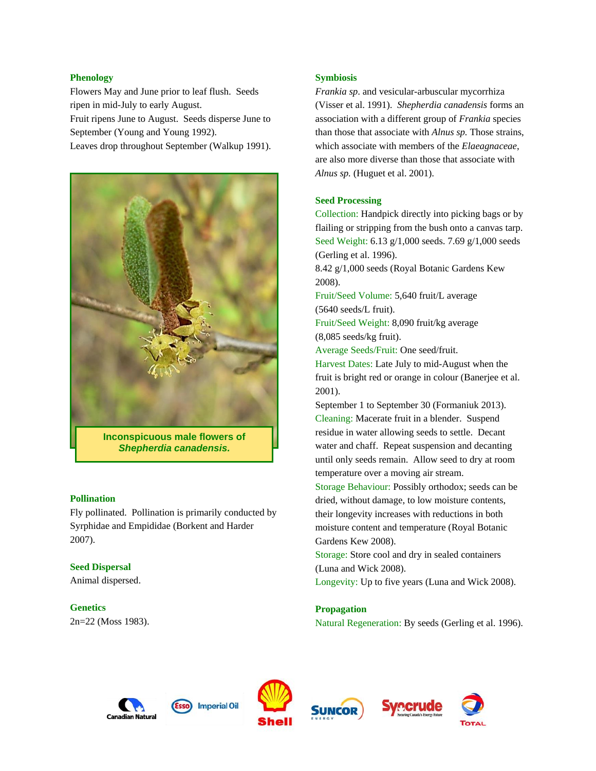### Phenology

Flowers May and June prior to leaf flush. Seeds ripen in mid-July to early August.
Fruit ripens June to August. Seeds disperse June to September (Young and Young 1992).
Leaves drop throughout September (Walkup 1991).

**Inconspicuous male flowers of *Shepherdia canadensis*.**

### Pollination

Fly pollinated. Pollination is primarily conducted by Syrphidae and Empididae (Borkent and Harder 2007).

### Seed Dispersal

Animal dispersed.

### Genetics

2n=22 (Moss 1983).

### Symbiosis

*Frankia sp*. and vesicular-arbuscular mycorrhiza (Visser et al. 1991). *Shepherdia canadensis* forms an association with a different group of *Frankia* species than those that associate with *Alnus sp.* Those strains, which associate with members of the *Elaeagnaceae*, are also more diverse than those that associate with *Alnus sp.* (Huguet et al. 2001).

### Seed Processing

Collection: Handpick directly into picking bags or by flailing or stripping from the bush onto a canvas tarp.
Seed Weight: 6.13 g/1,000 seeds. 7.69 g/1,000 seeds (Gerling et al. 1996).
8.42 g/1,000 seeds (Royal Botanic Gardens Kew 2008).
Fruit/Seed Volume: 5,640 fruit/L average (5640 seeds/L fruit).
Fruit/Seed Weight: 8,090 fruit/kg average (8,085 seeds/kg fruit).
Average Seeds/Fruit: One seed/fruit.
Harvest Dates: Late July to mid-August when the fruit is bright red or orange in colour (Banerjee et al. 2001).
September 1 to September 30 (Formaniuk 2013).
Cleaning: Macerate fruit in a blender. Suspend residue in water allowing seeds to settle. Decant water and chaff. Repeat suspension and decanting until only seeds remain. Allow seed to dry at room temperature over a moving air stream.
Storage Behaviour: Possibly orthodox; seeds can be dried, without damage, to low moisture contents, their longevity increases with reductions in both moisture content and temperature (Royal Botanic Gardens Kew 2008).
Storage: Store cool and dry in sealed containers (Luna and Wick 2008).
Longevity: Up to five years (Luna and Wick 2008).

### Propagation

Natural Regeneration: By seeds (Gerling et al. 1996).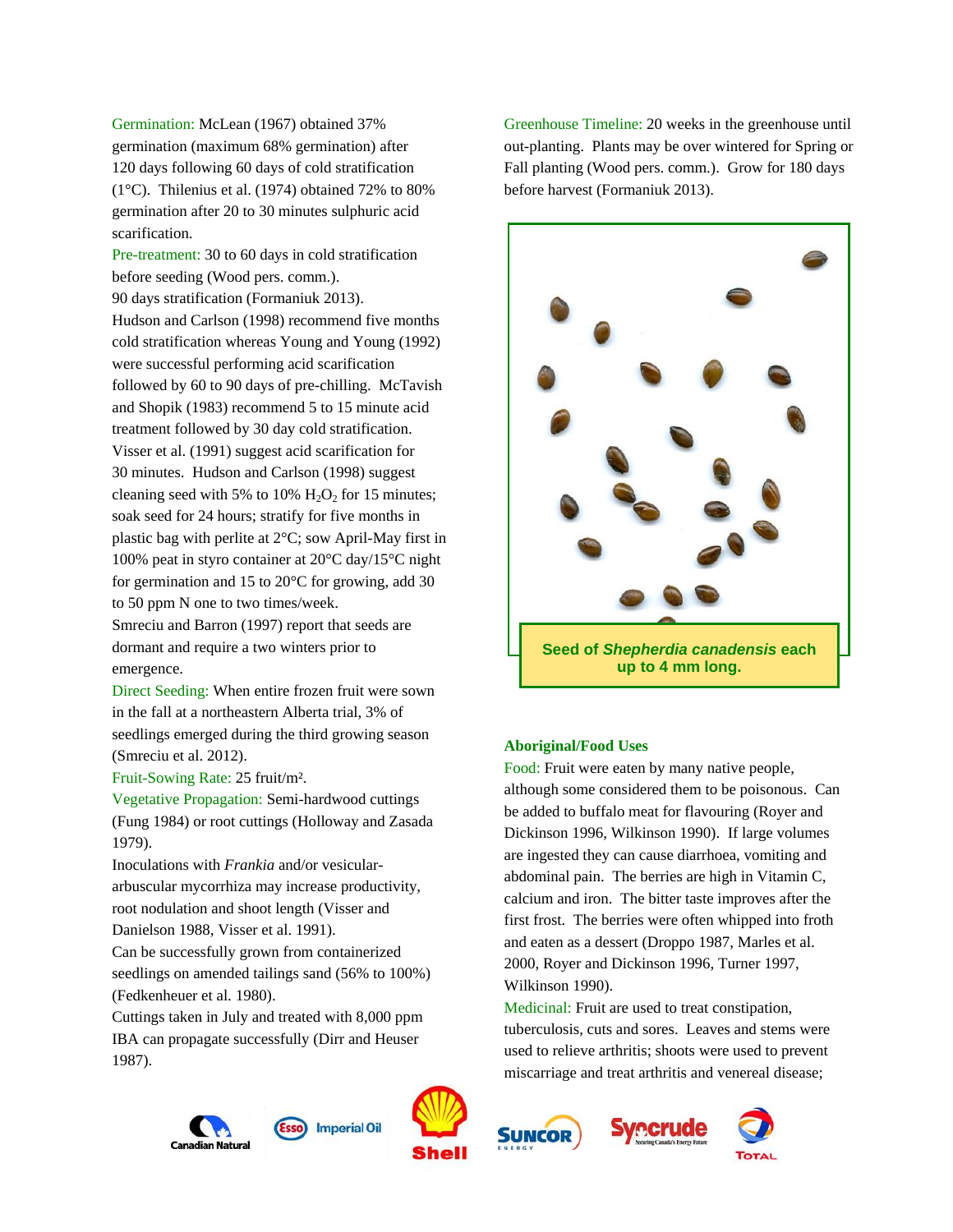Germination: McLean (1967) obtained 37% germination (maximum 68% germination) after 120 days following 60 days of cold stratification (1°C). Thilenius et al. (1974) obtained 72% to 80% germination after 20 to 30 minutes sulphuric acid scarification.

Pre-treatment: 30 to 60 days in cold stratification before seeding (Wood pers. comm.).
90 days stratification (Formaniuk 2013).
Hudson and Carlson (1998) recommend five months cold stratification whereas Young and Young (1992) were successful performing acid scarification followed by 60 to 90 days of pre-chilling. McTavish and Shopik (1983) recommend 5 to 15 minute acid treatment followed by 30 day cold stratification.
Visser et al. (1991) suggest acid scarification for 30 minutes. Hudson and Carlson (1998) suggest cleaning seed with 5% to 10% $H_2O_2$ for 15 minutes; soak seed for 24 hours; stratify for five months in plastic bag with perlite at 2°C; sow April-May first in 100% peat in styro container at 20°C day/15°C night for germination and 15 to 20°C for growing, add 30 to 50 ppm N one to two times/week.
Smreciu and Barron (1997) report that seeds are dormant and require a two winters prior to emergence.

Direct Seeding: When entire frozen fruit were sown in the fall at a northeastern Alberta trial, 3% of seedlings emerged during the third growing season (Smreciu et al. 2012).

Fruit-Sowing Rate: 25 fruit/m².

Vegetative Propagation: Semi-hardwood cuttings (Fung 1984) or root cuttings (Holloway and Zasada 1979).
Inoculations with *Frankia* and/or vesicular-arbuscular mycorrhiza may increase productivity, root nodulation and shoot length (Visser and Danielson 1988, Visser et al. 1991).
Can be successfully grown from containerized seedlings on amended tailings sand (56% to 100%) (Fedkenheuer et al. 1980).
Cuttings taken in July and treated with 8,000 ppm IBA can propagate successfully (Dirr and Heuser 1987).

Greenhouse Timeline: 20 weeks in the greenhouse until out-planting. Plants may be over wintered for Spring or Fall planting (Wood pers. comm.). Grow for 180 days before harvest (Formaniuk 2013).

**Seed of *Shepherdia canadensis* each up to 4 mm long.**

### Aboriginal/Food Uses

Food: Fruit were eaten by many native people, although some considered them to be poisonous. Can be added to buffalo meat for flavouring (Royer and Dickinson 1996, Wilkinson 1990). If large volumes are ingested they can cause diarrhoea, vomiting and abdominal pain. The berries are high in Vitamin C, calcium and iron. The bitter taste improves after the first frost. The berries were often whipped into froth and eaten as a dessert (Droppo 1987, Marles et al. 2000, Royer and Dickinson 1996, Turner 1997, Wilkinson 1990).

Medicinal: Fruit are used to treat constipation, tuberculosis, cuts and sores. Leaves and stems were used to relieve arthritis; shoots were used to prevent miscarriage and treat arthritis and venereal disease;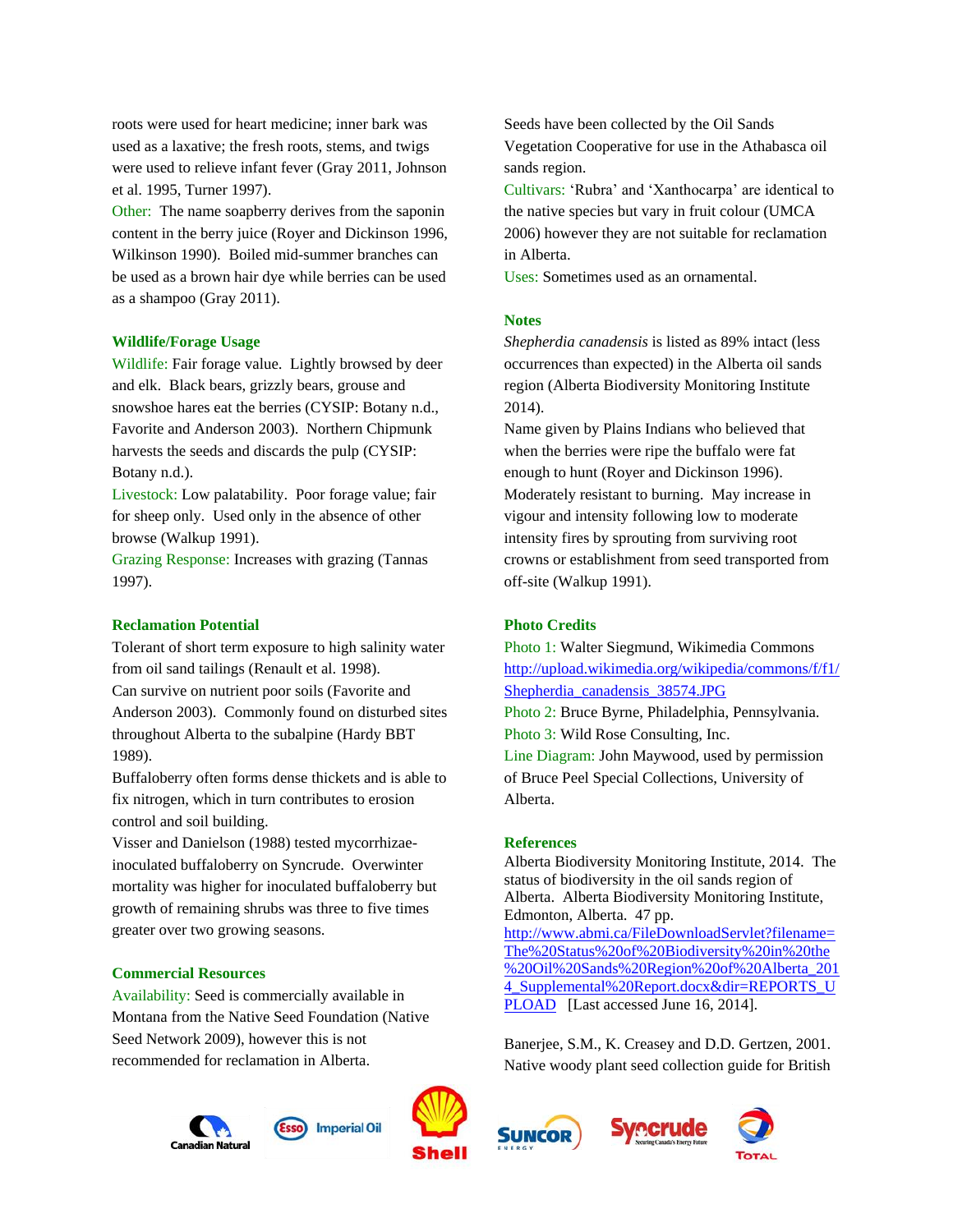roots were used for heart medicine; inner bark was used as a laxative; the fresh roots, stems, and twigs were used to relieve infant fever (Gray 2011, Johnson et al. 1995, Turner 1997).

Other: The name soapberry derives from the saponin content in the berry juice (Royer and Dickinson 1996, Wilkinson 1990). Boiled mid-summer branches can be used as a brown hair dye while berries can be used as a shampoo (Gray 2011).

### Wildlife/Forage Usage

Wildlife: Fair forage value. Lightly browsed by deer and elk. Black bears, grizzly bears, grouse and snowshoe hares eat the berries (CYSIP: Botany n.d., Favorite and Anderson 2003). Northern Chipmunk harvests the seeds and discards the pulp (CYSIP: Botany n.d.).

Livestock: Low palatability. Poor forage value; fair for sheep only. Used only in the absence of other browse (Walkup 1991).

Grazing Response: Increases with grazing (Tannas 1997).

### Reclamation Potential

Tolerant of short term exposure to high salinity water from oil sand tailings (Renault et al. 1998).

Can survive on nutrient poor soils (Favorite and Anderson 2003). Commonly found on disturbed sites throughout Alberta to the subalpine (Hardy BBT 1989).

Buffaloberry often forms dense thickets and is able to fix nitrogen, which in turn contributes to erosion control and soil building.

Visser and Danielson (1988) tested mycorrhizae-inoculated buffaloberry on Syncrude. Overwinter mortality was higher for inoculated buffaloberry but growth of remaining shrubs was three to five times greater over two growing seasons.

### Commercial Resources

Availability: Seed is commercially available in Montana from the Native Seed Foundation (Native Seed Network 2009), however this is not recommended for reclamation in Alberta.

Seeds have been collected by the Oil Sands Vegetation Cooperative for use in the Athabasca oil sands region.

Cultivars: 'Rubra' and 'Xanthocarpa' are identical to the native species but vary in fruit colour (UMCA 2006) however they are not suitable for reclamation in Alberta.

Uses: Sometimes used as an ornamental.

### Notes

*Shepherdia canadensis* is listed as 89% intact (less occurrences than expected) in the Alberta oil sands region (Alberta Biodiversity Monitoring Institute 2014).

Name given by Plains Indians who believed that when the berries were ripe the buffalo were fat enough to hunt (Royer and Dickinson 1996).

Moderately resistant to burning. May increase in vigour and intensity following low to moderate intensity fires by sprouting from surviving root crowns or establishment from seed transported from off-site (Walkup 1991).

### Photo Credits

Photo 1: Walter Siegmund, Wikimedia Commons http://upload.wikimedia.org/wikipedia/commons/f/f1/Shepherdia_canadensis_38574.JPG

Photo 2: Bruce Byrne, Philadelphia, Pennsylvania.

Photo 3: Wild Rose Consulting, Inc.

Line Diagram: John Maywood, used by permission of Bruce Peel Special Collections, University of Alberta.

### References

Alberta Biodiversity Monitoring Institute, 2014. The status of biodiversity in the oil sands region of Alberta. Alberta Biodiversity Monitoring Institute, Edmonton, Alberta. 47 pp. http://www.abmi.ca/FileDownloadServlet?filename=The%20Status%20of%20Biodiversity%20in%20the%20Oil%20Sands%20Region%20of%20Alberta_2014_Supplemental%20Report.docx&dir=REPORTS_UPLOAD [Last accessed June 16, 2014].

Banerjee, S.M., K. Creasey and D.D. Gertzen, 2001. Native woody plant seed collection guide for British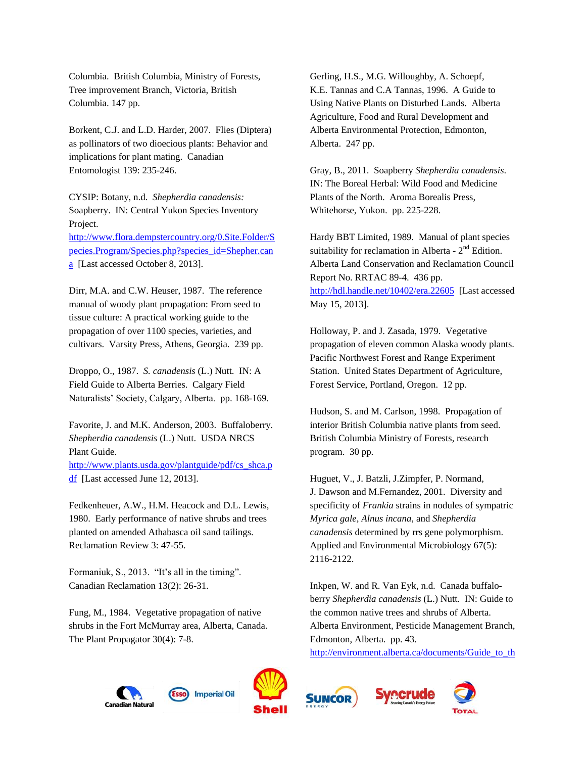Columbia. British Columbia, Ministry of Forests, Tree improvement Branch, Victoria, British Columbia. 147 pp.

Borkent, C.J. and L.D. Harder, 2007. Flies (Diptera) as pollinators of two dioecious plants: Behavior and implications for plant mating. Canadian Entomologist 139: 235-246.

CYSIP: Botany, n.d. *Shepherdia canadensis:* Soapberry. IN: Central Yukon Species Inventory Project. http://www.flora.dempstercountry.org/0.Site.Folder/Species.Program/Species.php?species_id=Shepher.cana [Last accessed October 8, 2013].

Dirr, M.A. and C.W. Heuser, 1987. The reference manual of woody plant propagation: From seed to tissue culture: A practical working guide to the propagation of over 1100 species, varieties, and cultivars. Varsity Press, Athens, Georgia. 239 pp.

Droppo, O., 1987. *S. canadensis* (L.) Nutt. IN: A Field Guide to Alberta Berries. Calgary Field Naturalists' Society, Calgary, Alberta. pp. 168-169.

Favorite, J. and M.K. Anderson, 2003. Buffaloberry. *Shepherdia canadensis* (L.) Nutt. USDA NRCS Plant Guide. http://www.plants.usda.gov/plantguide/pdf/cs_shca.pdf [Last accessed June 12, 2013].

Fedkenheuer, A.W., H.M. Heacock and D.L. Lewis, 1980. Early performance of native shrubs and trees planted on amended Athabasca oil sand tailings. Reclamation Review 3: 47-55.

Formaniuk, S., 2013. "It's all in the timing". Canadian Reclamation 13(2): 26-31.

Fung, M., 1984. Vegetative propagation of native shrubs in the Fort McMurray area, Alberta, Canada. The Plant Propagator 30(4): 7-8.

Gerling, H.S., M.G. Willoughby, A. Schoepf, K.E. Tannas and C.A Tannas, 1996. A Guide to Using Native Plants on Disturbed Lands. Alberta Agriculture, Food and Rural Development and Alberta Environmental Protection, Edmonton, Alberta. 247 pp.

Gray, B., 2011. Soapberry *Shepherdia canadensis*. IN: The Boreal Herbal: Wild Food and Medicine Plants of the North. Aroma Borealis Press, Whitehorse, Yukon. pp. 225-228.

Hardy BBT Limited, 1989. Manual of plant species suitability for reclamation in Alberta - 2nd Edition. Alberta Land Conservation and Reclamation Council Report No. RRTAC 89-4. 436 pp. http://hdl.handle.net/10402/era.22605 [Last accessed May 15, 2013].

Holloway, P. and J. Zasada, 1979. Vegetative propagation of eleven common Alaska woody plants. Pacific Northwest Forest and Range Experiment Station. United States Department of Agriculture, Forest Service, Portland, Oregon. 12 pp.

Hudson, S. and M. Carlson, 1998. Propagation of interior British Columbia native plants from seed. British Columbia Ministry of Forests, research program. 30 pp.

Huguet, V., J. Batzli, J.Zimpfer, P. Normand, J. Dawson and M.Fernandez, 2001. Diversity and specificity of *Frankia* strains in nodules of sympatric *Myrica gale, Alnus incana,* and *Shepherdia canadensis* determined by rrs gene polymorphism. Applied and Environmental Microbiology 67(5): 2116-2122.

Inkpen, W. and R. Van Eyk, n.d. Canada buffalo-berry *Shepherdia canadensis* (L.) Nutt. IN: Guide to the common native trees and shrubs of Alberta. Alberta Environment, Pesticide Management Branch, Edmonton, Alberta. pp. 43. http://environment.alberta.ca/documents/Guide_to_th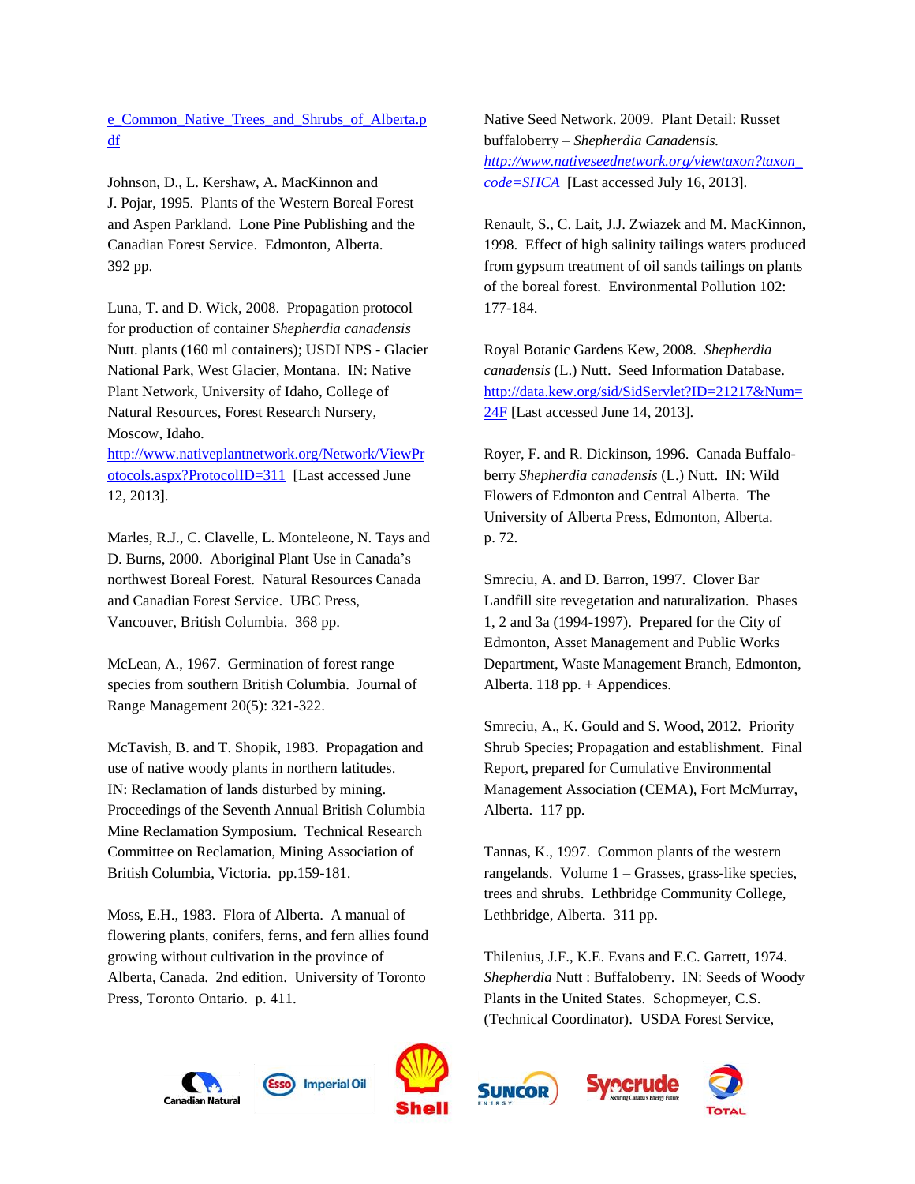e_Common_Native_Trees_and_Shrubs_of_Alberta.pdf

Johnson, D., L. Kershaw, A. MacKinnon and J. Pojar, 1995. Plants of the Western Boreal Forest and Aspen Parkland. Lone Pine Publishing and the Canadian Forest Service. Edmonton, Alberta. 392 pp.

Luna, T. and D. Wick, 2008. Propagation protocol for production of container *Shepherdia canadensis* Nutt. plants (160 ml containers); USDI NPS - Glacier National Park, West Glacier, Montana. IN: Native Plant Network, University of Idaho, College of Natural Resources, Forest Research Nursery, Moscow, Idaho. http://www.nativeplantnetwork.org/Network/ViewProtocols.aspx?ProtocolID=311 [Last accessed June 12, 2013].

Marles, R.J., C. Clavelle, L. Monteleone, N. Tays and D. Burns, 2000. Aboriginal Plant Use in Canada's northwest Boreal Forest. Natural Resources Canada and Canadian Forest Service. UBC Press, Vancouver, British Columbia. 368 pp.

McLean, A., 1967. Germination of forest range species from southern British Columbia. Journal of Range Management 20(5): 321-322.

McTavish, B. and T. Shopik, 1983. Propagation and use of native woody plants in northern latitudes. IN: Reclamation of lands disturbed by mining. Proceedings of the Seventh Annual British Columbia Mine Reclamation Symposium. Technical Research Committee on Reclamation, Mining Association of British Columbia, Victoria. pp.159-181.

Moss, E.H., 1983. Flora of Alberta. A manual of flowering plants, conifers, ferns, and fern allies found growing without cultivation in the province of Alberta, Canada. 2nd edition. University of Toronto Press, Toronto Ontario. p. 411.

Native Seed Network. 2009. Plant Detail: Russet buffaloberry – *Shepherdia Canadensis.* *http://www.nativeseednetwork.org/viewtaxon?taxon_code=SHCA* [Last accessed July 16, 2013].

Renault, S., C. Lait, J.J. Zwiazek and M. MacKinnon, 1998. Effect of high salinity tailings waters produced from gypsum treatment of oil sands tailings on plants of the boreal forest. Environmental Pollution 102: 177-184.

Royal Botanic Gardens Kew, 2008. *Shepherdia canadensis* (L.) Nutt. Seed Information Database. http://data.kew.org/sid/SidServlet?ID=21217&Num=24F [Last accessed June 14, 2013].

Royer, F. and R. Dickinson, 1996. Canada Buffalo-berry *Shepherdia canadensis* (L.) Nutt. IN: Wild Flowers of Edmonton and Central Alberta. The University of Alberta Press, Edmonton, Alberta. p. 72.

Smreciu, A. and D. Barron, 1997. Clover Bar Landfill site revegetation and naturalization. Phases 1, 2 and 3a (1994-1997). Prepared for the City of Edmonton, Asset Management and Public Works Department, Waste Management Branch, Edmonton, Alberta. 118 pp. + Appendices.

Smreciu, A., K. Gould and S. Wood, 2012. Priority Shrub Species; Propagation and establishment. Final Report, prepared for Cumulative Environmental Management Association (CEMA), Fort McMurray, Alberta. 117 pp.

Tannas, K., 1997. Common plants of the western rangelands. Volume 1 – Grasses, grass-like species, trees and shrubs. Lethbridge Community College, Lethbridge, Alberta. 311 pp.

Thilenius, J.F., K.E. Evans and E.C. Garrett, 1974. *Shepherdia* Nutt : Buffaloberry. IN: Seeds of Woody Plants in the United States. Schopmeyer, C.S. (Technical Coordinator). USDA Forest Service,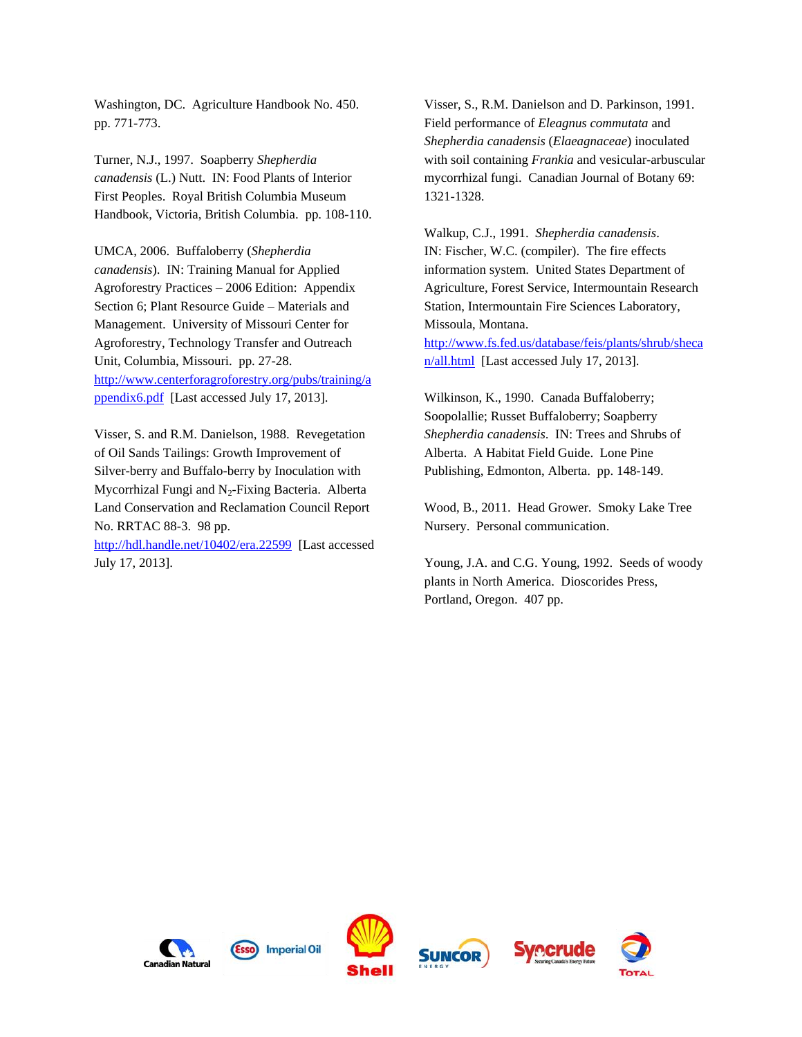Washington, DC. Agriculture Handbook No. 450. pp. 771-773.

Turner, N.J., 1997. Soapberry *Shepherdia canadensis* (L.) Nutt. IN: Food Plants of Interior First Peoples. Royal British Columbia Museum Handbook, Victoria, British Columbia. pp. 108-110.

UMCA, 2006. Buffaloberry (*Shepherdia canadensis*). IN: Training Manual for Applied Agroforestry Practices – 2006 Edition: Appendix Section 6; Plant Resource Guide – Materials and Management. University of Missouri Center for Agroforestry, Technology Transfer and Outreach Unit, Columbia, Missouri. pp. 27-28. http://www.centerforagroforestry.org/pubs/training/appendix6.pdf [Last accessed July 17, 2013].

Visser, S. and R.M. Danielson, 1988. Revegetation of Oil Sands Tailings: Growth Improvement of Silver-berry and Buffalo-berry by Inoculation with Mycorrhizal Fungi and $N_2$-Fixing Bacteria. Alberta Land Conservation and Reclamation Council Report No. RRTAC 88-3. 98 pp. http://hdl.handle.net/10402/era.22599 [Last accessed July 17, 2013].

Visser, S., R.M. Danielson and D. Parkinson, 1991. Field performance of *Eleagnus commutata* and *Shepherdia canadensis* (*Elaeagnaceae*) inoculated with soil containing *Frankia* and vesicular-arbuscular mycorrhizal fungi. Canadian Journal of Botany 69: 1321-1328.

Walkup, C.J., 1991. *Shepherdia canadensis*. IN: Fischer, W.C. (compiler). The fire effects information system. United States Department of Agriculture, Forest Service, Intermountain Research Station, Intermountain Fire Sciences Laboratory, Missoula, Montana. http://www.fs.fed.us/database/feis/plants/shrub/shecan/all.html [Last accessed July 17, 2013].

Wilkinson, K., 1990. Canada Buffaloberry; Soopolallie; Russet Buffaloberry; Soapberry *Shepherdia canadensis*. IN: Trees and Shrubs of Alberta. A Habitat Field Guide. Lone Pine Publishing, Edmonton, Alberta. pp. 148-149.

Wood, B., 2011. Head Grower. Smoky Lake Tree Nursery. Personal communication.

Young, J.A. and C.G. Young, 1992. Seeds of woody plants in North America. Dioscorides Press, Portland, Oregon. 407 pp.